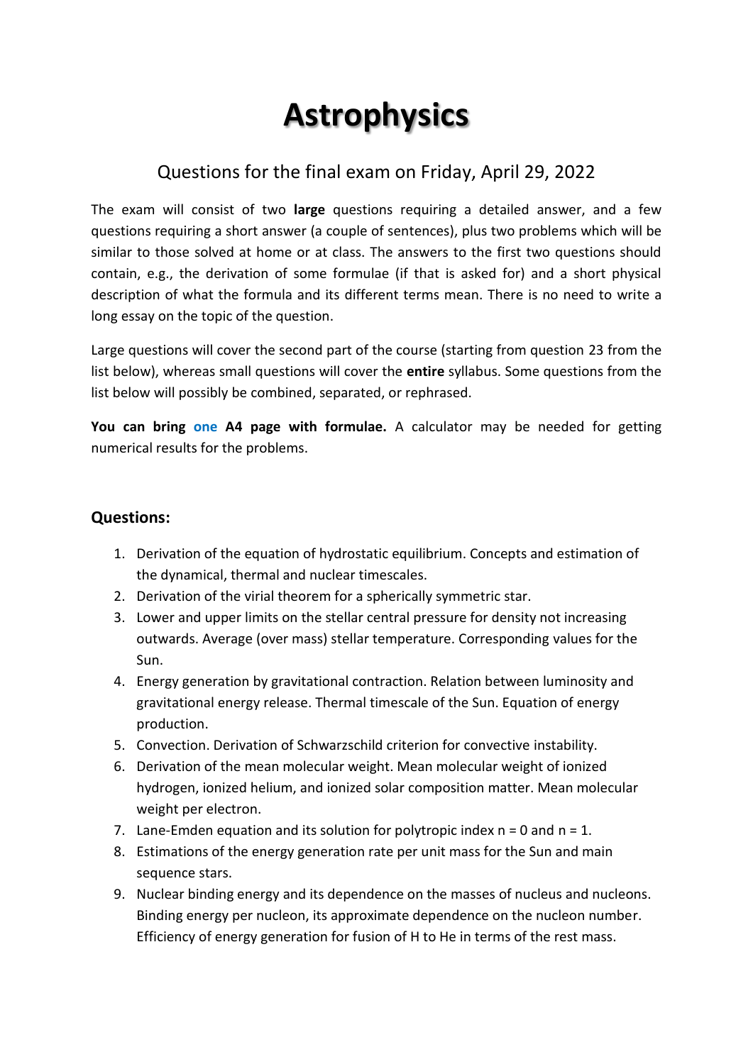# Astrophysics

## Questions for the final exam on Friday, April 29, 2022

The exam will consist of two **large** questions requiring a detailed answer, and a few questions requiring a short answer (a couple of sentences), plus two problems which will be similar to those solved at home or at class. The answers to the first two questions should contain, e.g., the derivation of some formulae (if that is asked for) and a short physical description of what the formula and its different terms mean. There is no need to write a long essay on the topic of the question.

Large questions will cover the second part of the course (starting from question 23 from the list below), whereas small questions will cover the **entire** syllabus. Some questions from the list below will possibly be combined, separated, or rephrased.

**You can bring one A4 page with formulae.** A calculator may be needed for getting numerical results for the problems.

### Questions:

1. Derivation of the equation of hydrostatic equilibrium. Concepts and estimation of the dynamical, thermal and nuclear timescales.
2. Derivation of the virial theorem for a spherically symmetric star.
3. Lower and upper limits on the stellar central pressure for density not increasing outwards. Average (over mass) stellar temperature. Corresponding values for the Sun.
4. Energy generation by gravitational contraction. Relation between luminosity and gravitational energy release. Thermal timescale of the Sun. Equation of energy production.
5. Convection. Derivation of Schwarzschild criterion for convective instability.
6. Derivation of the mean molecular weight. Mean molecular weight of ionized hydrogen, ionized helium, and ionized solar composition matter. Mean molecular weight per electron.
7. Lane-Emden equation and its solution for polytropic index $n = 0$ and $n = 1$.
8. Estimations of the energy generation rate per unit mass for the Sun and main sequence stars.
9. Nuclear binding energy and its dependence on the masses of nucleus and nucleons. Binding energy per nucleon, its approximate dependence on the nucleon number. Efficiency of energy generation for fusion of H to He in terms of the rest mass.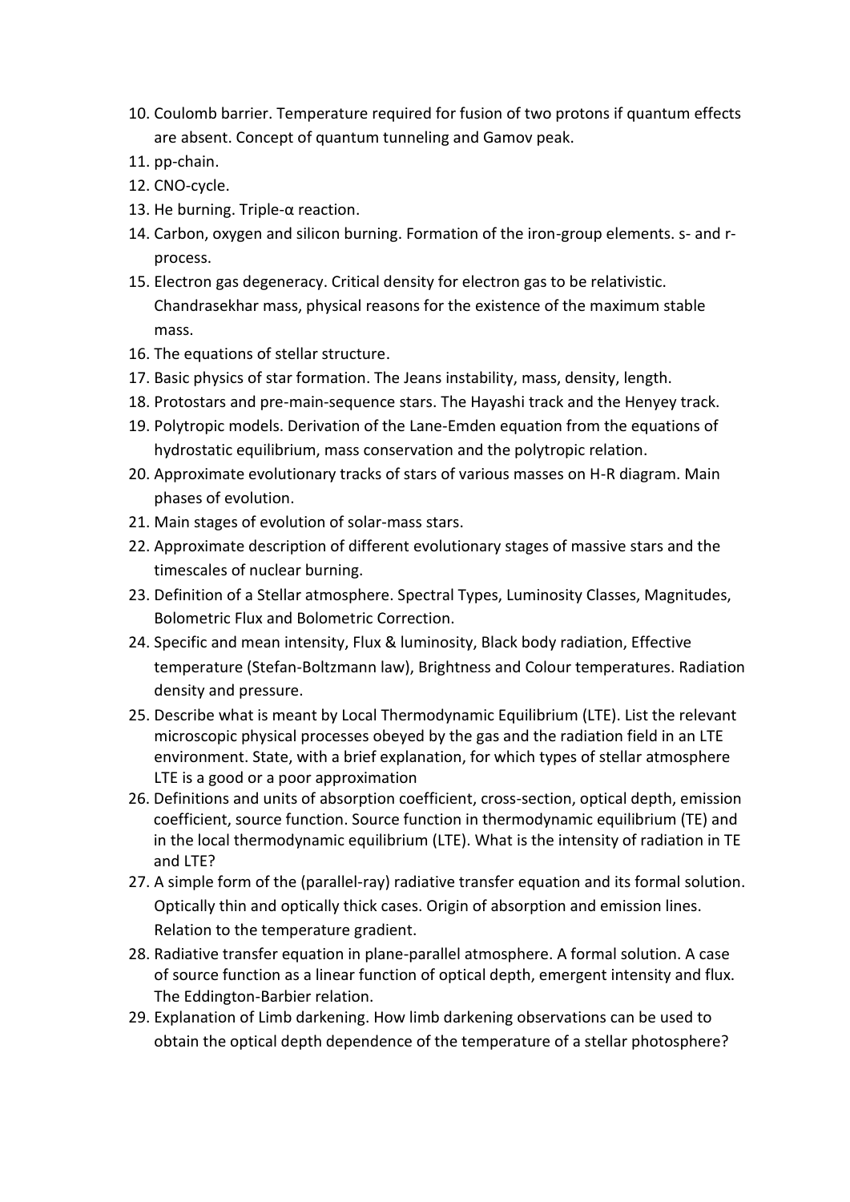10. Coulomb barrier. Temperature required for fusion of two protons if quantum effects are absent. Concept of quantum tunneling and Gamov peak.
11. pp-chain.
12. CNO-cycle.
13. He burning. Triple-α reaction.
14. Carbon, oxygen and silicon burning. Formation of the iron-group elements. s- and r-process.
15. Electron gas degeneracy. Critical density for electron gas to be relativistic. Chandrasekhar mass, physical reasons for the existence of the maximum stable mass.
16. The equations of stellar structure.
17. Basic physics of star formation. The Jeans instability, mass, density, length.
18. Protostars and pre-main-sequence stars. The Hayashi track and the Henyey track.
19. Polytropic models. Derivation of the Lane-Emden equation from the equations of hydrostatic equilibrium, mass conservation and the polytropic relation.
20. Approximate evolutionary tracks of stars of various masses on H-R diagram. Main phases of evolution.
21. Main stages of evolution of solar-mass stars.
22. Approximate description of different evolutionary stages of massive stars and the timescales of nuclear burning.
23. Definition of a Stellar atmosphere. Spectral Types, Luminosity Classes, Magnitudes, Bolometric Flux and Bolometric Correction.
24. Specific and mean intensity, Flux & luminosity, Black body radiation, Effective temperature (Stefan-Boltzmann law), Brightness and Colour temperatures. Radiation density and pressure.
25. Describe what is meant by Local Thermodynamic Equilibrium (LTE). List the relevant microscopic physical processes obeyed by the gas and the radiation field in an LTE environment. State, with a brief explanation, for which types of stellar atmosphere LTE is a good or a poor approximation
26. Definitions and units of absorption coefficient, cross-section, optical depth, emission coefficient, source function. Source function in thermodynamic equilibrium (TE) and in the local thermodynamic equilibrium (LTE). What is the intensity of radiation in TE and LTE?
27. A simple form of the (parallel-ray) radiative transfer equation and its formal solution. Optically thin and optically thick cases. Origin of absorption and emission lines. Relation to the temperature gradient.
28. Radiative transfer equation in plane-parallel atmosphere. A formal solution. A case of source function as a linear function of optical depth, emergent intensity and flux. The Eddington-Barbier relation.
29. Explanation of Limb darkening. How limb darkening observations can be used to obtain the optical depth dependence of the temperature of a stellar photosphere?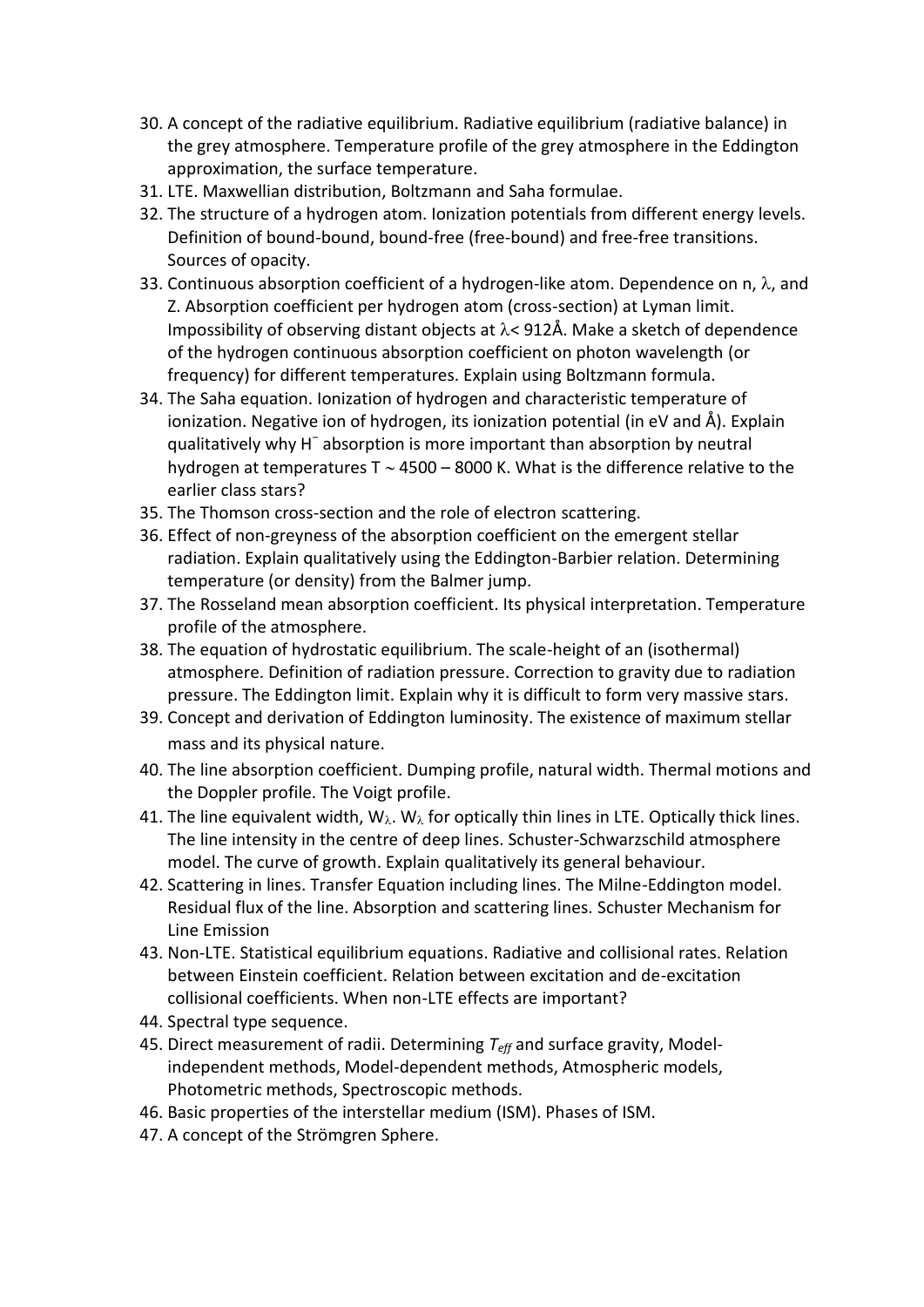30. A concept of the radiative equilibrium. Radiative equilibrium (radiative balance) in the grey atmosphere. Temperature profile of the grey atmosphere in the Eddington approximation, the surface temperature.
31. LTE. Maxwellian distribution, Boltzmann and Saha formulae.
32. The structure of a hydrogen atom. Ionization potentials from different energy levels. Definition of bound-bound, bound-free (free-bound) and free-free transitions. Sources of opacity.
33. Continuous absorption coefficient of a hydrogen-like atom. Dependence on n, $\lambda$, and Z. Absorption coefficient per hydrogen atom (cross-section) at Lyman limit. Impossibility of observing distant objects at $\lambda$< 912Å. Make a sketch of dependence of the hydrogen continuous absorption coefficient on photon wavelength (or frequency) for different temperatures. Explain using Boltzmann formula.
34. The Saha equation. Ionization of hydrogen and characteristic temperature of ionization. Negative ion of hydrogen, its ionization potential (in eV and Å). Explain qualitatively why $H^-$ absorption is more important than absorption by neutral hydrogen at temperatures T $\sim$ 4500 – 8000 K. What is the difference relative to the earlier class stars?
35. The Thomson cross-section and the role of electron scattering.
36. Effect of non-greyness of the absorption coefficient on the emergent stellar radiation. Explain qualitatively using the Eddington-Barbier relation. Determining temperature (or density) from the Balmer jump.
37. The Rosseland mean absorption coefficient. Its physical interpretation. Temperature profile of the atmosphere.
38. The equation of hydrostatic equilibrium. The scale-height of an (isothermal) atmosphere. Definition of radiation pressure. Correction to gravity due to radiation pressure. The Eddington limit. Explain why it is difficult to form very massive stars.
39. Concept and derivation of Eddington luminosity. The existence of maximum stellar mass and its physical nature.
40. The line absorption coefficient. Dumping profile, natural width. Thermal motions and the Doppler profile. The Voigt profile.
41. The line equivalent width, $W_\lambda$. $W_\lambda$ for optically thin lines in LTE. Optically thick lines. The line intensity in the centre of deep lines. Schuster-Schwarzschild atmosphere model. The curve of growth. Explain qualitatively its general behaviour.
42. Scattering in lines. Transfer Equation including lines. The Milne-Eddington model. Residual flux of the line. Absorption and scattering lines. Schuster Mechanism for Line Emission
43. Non-LTE. Statistical equilibrium equations. Radiative and collisional rates. Relation between Einstein coefficient. Relation between excitation and de-excitation collisional coefficients. When non-LTE effects are important?
44. Spectral type sequence.
45. Direct measurement of radii. Determining $T_{eff}$ and surface gravity, Model-independent methods, Model-dependent methods, Atmospheric models, Photometric methods, Spectroscopic methods.
46. Basic properties of the interstellar medium (ISM). Phases of ISM.
47. A concept of the Strömgren Sphere.